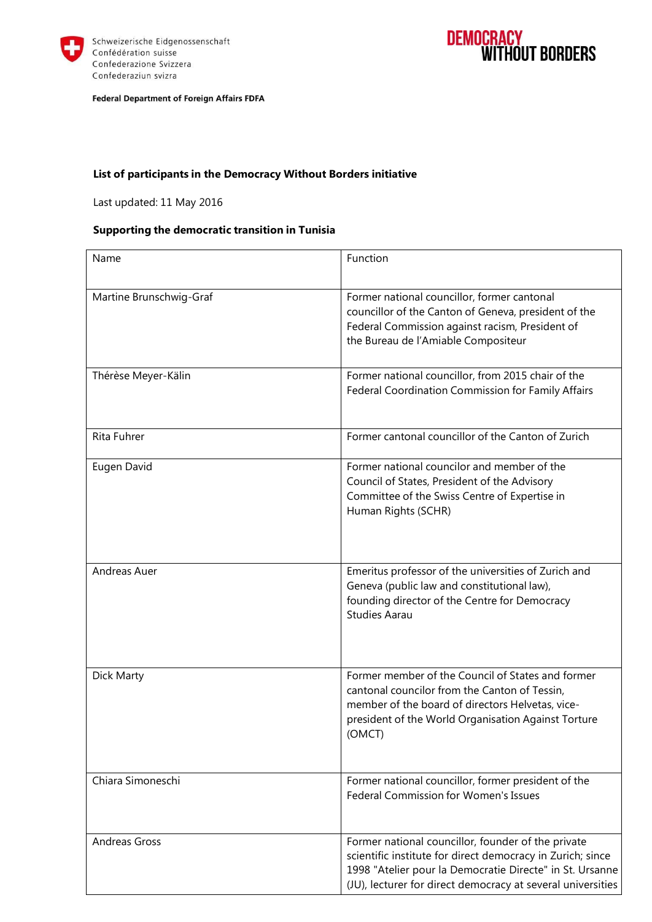Schweizerische Eidgenossenschaft
Confédération suisse
Confederazione Svizzera
Confederaziun svizra

**Federal Department of Foreign Affairs FDFA**

DEMOCRACY WITHOUT BORDERS

**List of participants in the Democracy Without Borders initiative**

Last updated: 11 May 2016

**Supporting the democratic transition in Tunisia**

| Name | Function |
|---|---|
| Martine Brunschwig-Graf | Former national councillor, former cantonal councillor of the Canton of Geneva, president of the Federal Commission against racism, President of the Bureau de l'Amiable Compositeur |
| Thérèse Meyer-Kälin | Former national councillor, from 2015 chair of the Federal Coordination Commission for Family Affairs |
| Rita Fuhrer | Former cantonal councillor of the Canton of Zurich |
| Eugen David | Former national councilor and member of the Council of States, President of the Advisory Committee of the Swiss Centre of Expertise in Human Rights (SCHR) |
| Andreas Auer | Emeritus professor of the universities of Zurich and Geneva (public law and constitutional law), founding director of the Centre for Democracy Studies Aarau |
| Dick Marty | Former member of the Council of States and former cantonal councilor from the Canton of Tessin, member of the board of directors Helvetas, vice-president of the World Organisation Against Torture (OMCT) |
| Chiara Simoneschi | Former national councillor, former president of the Federal Commission for Women's Issues |
| Andreas Gross | Former national councillor, founder of the private scientific institute for direct democracy in Zurich; since 1998 "Atelier pour la Democratie Directe" in St. Ursanne (JU), lecturer for direct democracy at several universities |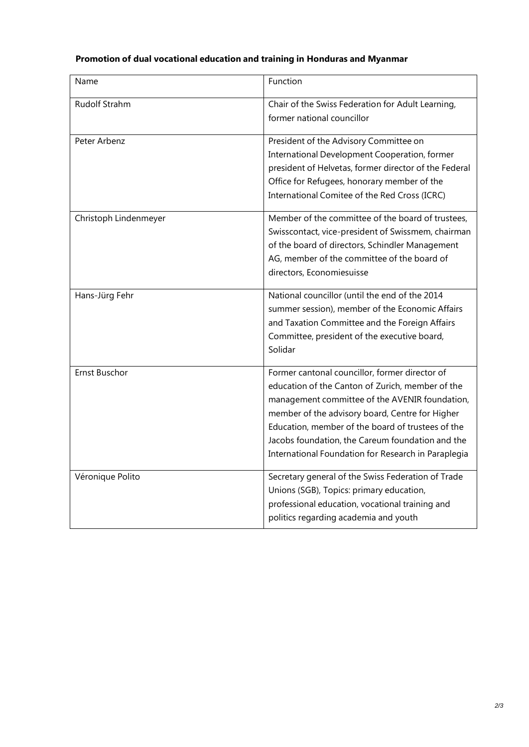**Promotion of dual vocational education and training in Honduras and Myanmar**

| Name | Function |
| --- | --- |
| Rudolf Strahm | Chair of the Swiss Federation for Adult Learning, former national councillor |
| Peter Arbenz | President of the Advisory Committee on International Development Cooperation, former president of Helvetas, former director of the Federal Office for Refugees, honorary member of the International Comitee of the Red Cross (ICRC) |
| Christoph Lindenmeyer | Member of the committee of the board of trustees, Swisscontact, vice-president of Swissmem, chairman of the board of directors, Schindler Management AG, member of the committee of the board of directors, Economiesuisse |
| Hans-Jürg Fehr | National councillor (until the end of the 2014 summer session), member of the Economic Affairs and Taxation Committee and the Foreign Affairs Committee, president of the executive board, Solidar |
| Ernst Buschor | Former cantonal councillor, former director of education of the Canton of Zurich, member of the management committee of the AVENIR foundation, member of the advisory board, Centre for Higher Education, member of the board of trustees of the Jacobs foundation, the Careum foundation and the International Foundation for Research in Paraplegia |
| Véronique Polito | Secretary general of the Swiss Federation of Trade Unions (SGB), Topics: primary education, professional education, vocational training and politics regarding academia and youth |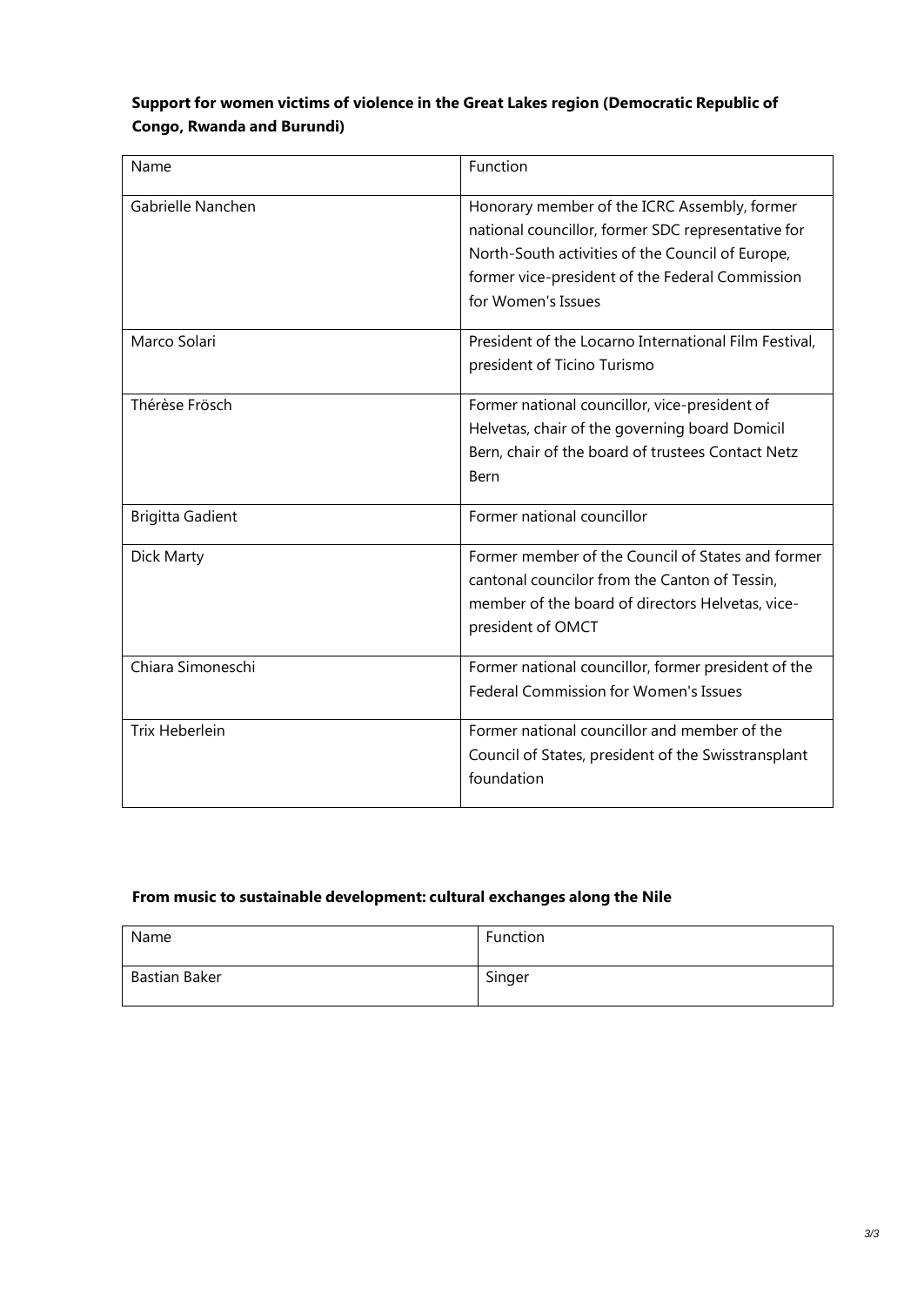**Support for women victims of violence in the Great Lakes region (Democratic Republic of Congo, Rwanda and Burundi)**

| Name | Function |
|---|---|
| Gabrielle Nanchen | Honorary member of the ICRC Assembly, former national councillor, former SDC representative for North-South activities of the Council of Europe, former vice-president of the Federal Commission for Women's Issues |
| Marco Solari | President of the Locarno International Film Festival, president of Ticino Turismo |
| Thérèse Frösch | Former national councillor, vice-president of Helvetas, chair of the governing board Domicil Bern, chair of the board of trustees Contact Netz Bern |
| Brigitta Gadient | Former national councillor |
| Dick Marty | Former member of the Council of States and former cantonal councilor from the Canton of Tessin, member of the board of directors Helvetas, vice-president of OMCT |
| Chiara Simoneschi | Former national councillor, former president of the Federal Commission for Women's Issues |
| Trix Heberlein | Former national councillor and member of the Council of States, president of the Swisstransplant foundation |

**From music to sustainable development: cultural exchanges along the Nile**

| Name | Function |
|---|---|
| Bastian Baker | Singer |